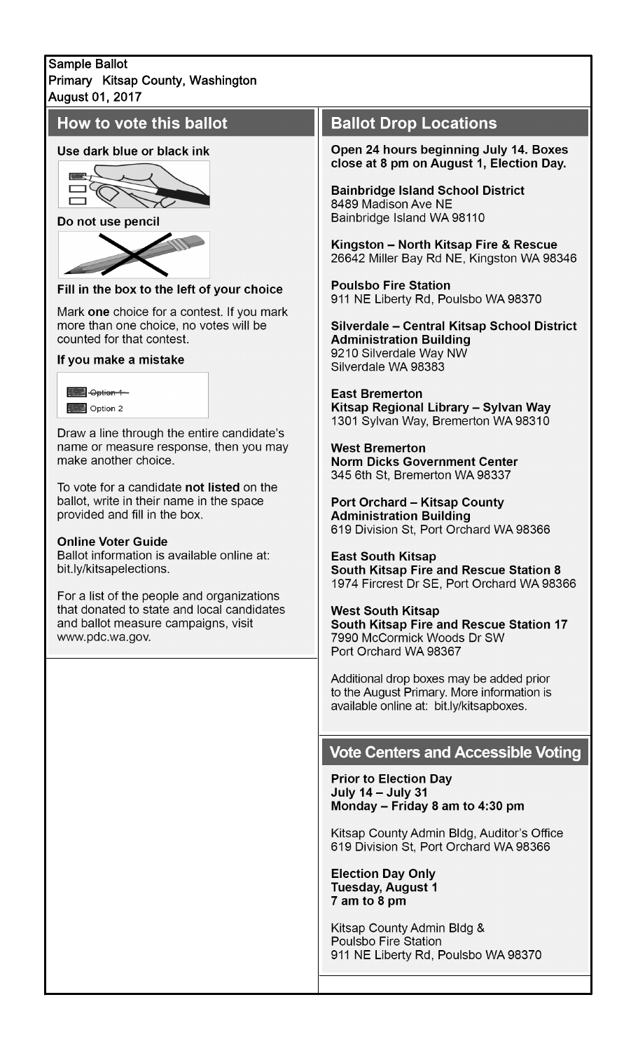Sample Ballot
Primary Kitsap County, Washington
August 01, 2017

## How to vote this ballot

**Use dark blue or black ink**

**Do not use pencil**

**Fill in the box to the left of your choice**

Mark **one** choice for a contest. If you mark more than one choice, no votes will be counted for that contest.

**If you make a mistake**

~~Option 1~~
Option 2

Draw a line through the entire candidate's name or measure response, then you may make another choice.

To vote for a candidate **not listed** on the ballot, write in their name in the space provided and fill in the box.

**Online Voter Guide**
Ballot information is available online at: bit.ly/kitsapelections.

For a list of the people and organizations that donated to state and local candidates and ballot measure campaigns, visit www.pdc.wa.gov.

## Ballot Drop Locations

**Open 24 hours beginning July 14. Boxes close at 8 pm on August 1, Election Day.**

**Bainbridge Island School District**
8489 Madison Ave NE
Bainbridge Island WA 98110

**Kingston – North Kitsap Fire & Rescue**
26642 Miller Bay Rd NE, Kingston WA 98346

**Poulsbo Fire Station**
911 NE Liberty Rd, Poulsbo WA 98370

**Silverdale – Central Kitsap School District Administration Building**
9210 Silverdale Way NW
Silverdale WA 98383

**East Bremerton**
**Kitsap Regional Library – Sylvan Way**
1301 Sylvan Way, Bremerton WA 98310

**West Bremerton**
**Norm Dicks Government Center**
345 6th St, Bremerton WA 98337

**Port Orchard – Kitsap County Administration Building**
619 Division St, Port Orchard WA 98366

**East South Kitsap**
**South Kitsap Fire and Rescue Station 8**
1974 Fircrest Dr SE, Port Orchard WA 98366

**West South Kitsap**
**South Kitsap Fire and Rescue Station 17**
7990 McCormick Woods Dr SW
Port Orchard WA 98367

Additional drop boxes may be added prior to the August Primary. More information is available online at: bit.ly/kitsapboxes.

## Vote Centers and Accessible Voting

**Prior to Election Day**
**July 14 – July 31**
**Monday – Friday 8 am to 4:30 pm**

Kitsap County Admin Bldg, Auditor's Office
619 Division St, Port Orchard WA 98366

**Election Day Only**
**Tuesday, August 1**
**7 am to 8 pm**

Kitsap County Admin Bldg &
Poulsbo Fire Station
911 NE Liberty Rd, Poulsbo WA 98370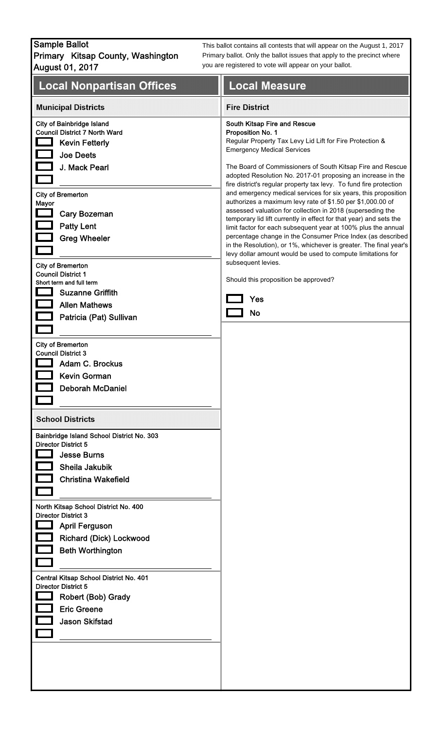**Sample Ballot**
**Primary Kitsap County, Washington**
**August 01, 2017**

This ballot contains all contests that will appear on the August 1, 2017 Primary ballot. Only the ballot issues that apply to the precinct where you are registered to vote will appear on your ballot.

# Local Nonpartisan Offices

## Municipal Districts

**City of Bainbridge Island**
**Council District 7 North Ward**

- ☐ Kevin Fetterly
- ☐ Joe Deets
- ☐ J. Mack Pearl
- ☐ ____________________

**City of Bremerton**
**Mayor**

- ☐ Cary Bozeman
- ☐ Patty Lent
- ☐ Greg Wheeler
- ☐ ____________________

**City of Bremerton**
**Council District 1**
Short term and full term

- ☐ Suzanne Griffith
- ☐ Allen Mathews
- ☐ Patricia (Pat) Sullivan
- ☐ ____________________

**City of Bremerton**
**Council District 3**

- ☐ Adam C. Brockus
- ☐ Kevin Gorman
- ☐ Deborah McDaniel
- ☐ ____________________

## School Districts

**Bainbridge Island School District No. 303**
**Director District 5**

- ☐ Jesse Burns
- ☐ Sheila Jakubik
- ☐ Christina Wakefield
- ☐ ____________________

**North Kitsap School District No. 400**
**Director District 3**

- ☐ April Ferguson
- ☐ Richard (Dick) Lockwood
- ☐ Beth Worthington
- ☐ ____________________

**Central Kitsap School District No. 401**
**Director District 5**

- ☐ Robert (Bob) Grady
- ☐ Eric Greene
- ☐ Jason Skifstad
- ☐ ____________________

# Local Measure

## Fire District

**South Kitsap Fire and Rescue**
**Proposition No. 1**
Regular Property Tax Levy Lid Lift for Fire Protection & Emergency Medical Services

The Board of Commissioners of South Kitsap Fire and Rescue adopted Resolution No. 2017-01 proposing an increase in the fire district's regular property tax levy. To fund fire protection and emergency medical services for six years, this proposition authorizes a maximum levy rate of $1.50 per $1,000.00 of assessed valuation for collection in 2018 (superseding the temporary lid lift currently in effect for that year) and sets the limit factor for each subsequent year at 100% plus the annual percentage change in the Consumer Price Index (as described in the Resolution), or 1%, whichever is greater. The final year's levy dollar amount would be used to compute limitations for subsequent levies.

Should this proposition be approved?

- ☐ Yes
- ☐ No